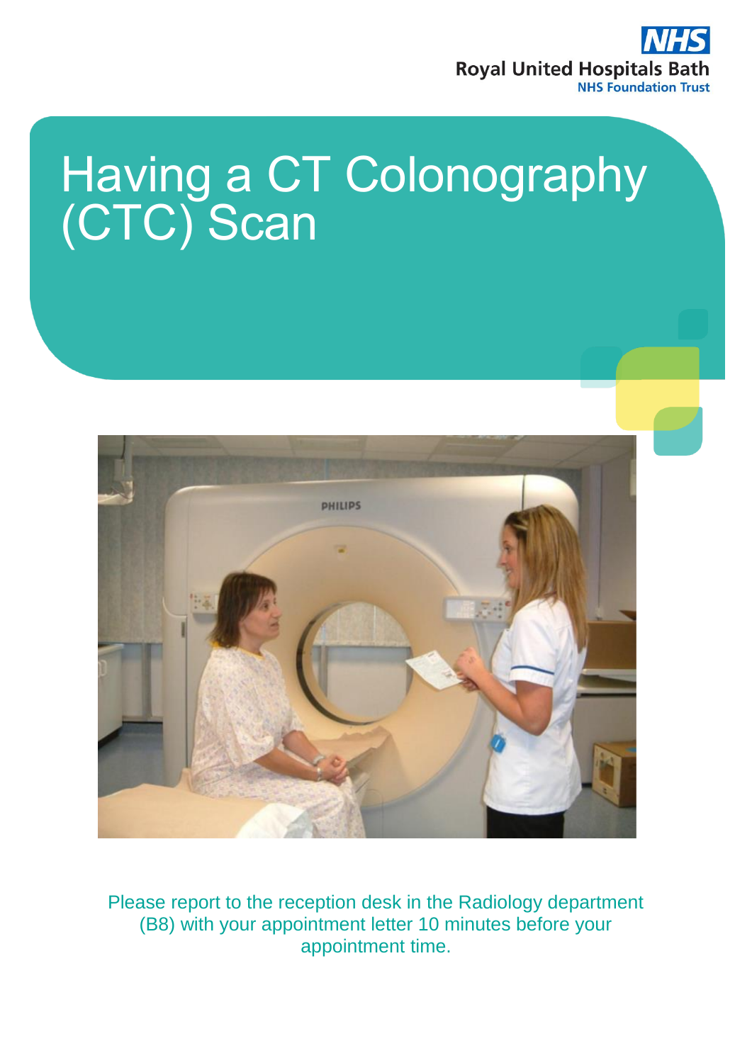Royal United Hospitals Bath
NHS Foundation Trust

# Having a CT Colonography (CTC) Scan

Please report to the reception desk in the Radiology department (B8) with your appointment letter 10 minutes before your appointment time.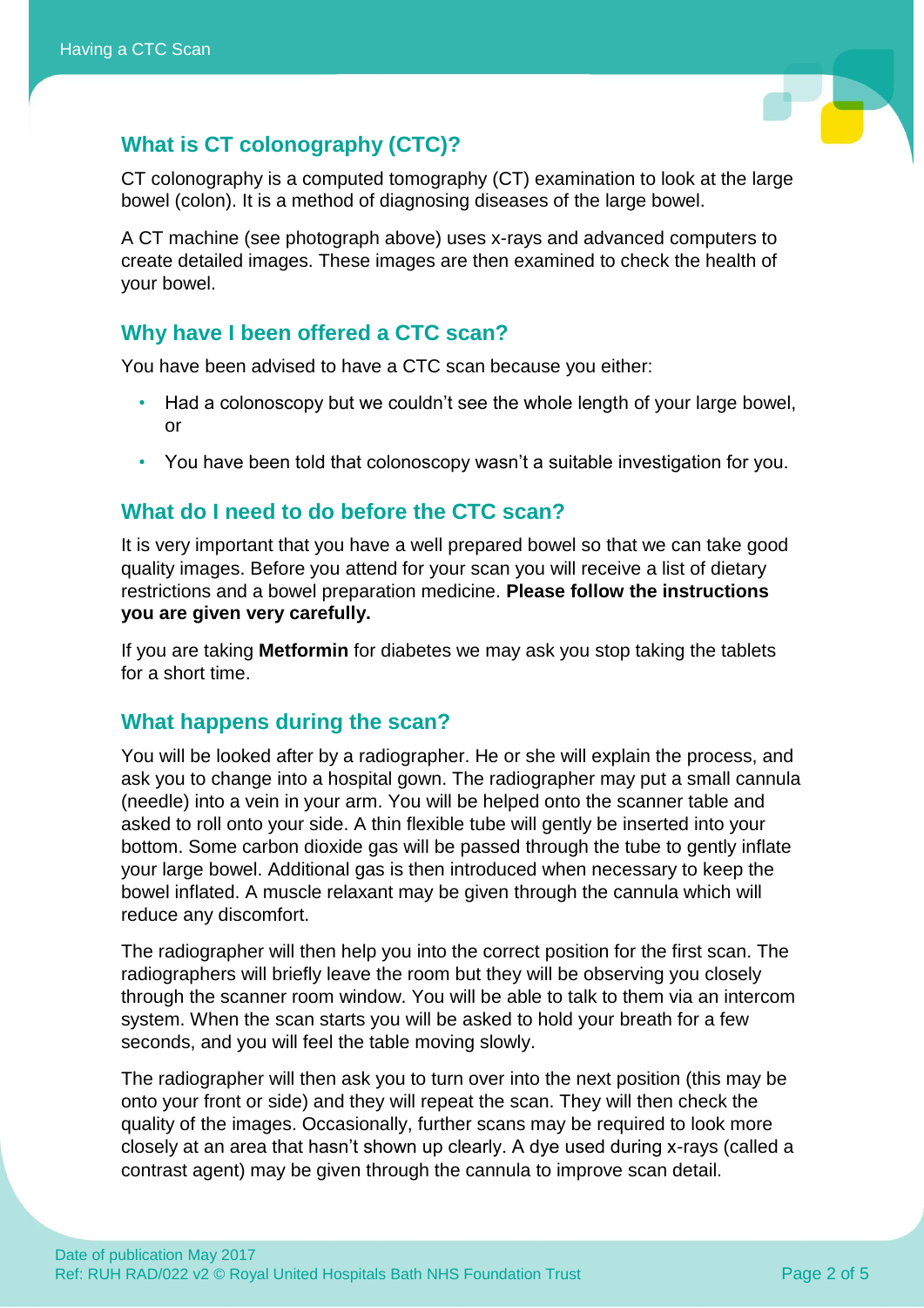## What is CT colonography (CTC)?

CT colonography is a computed tomography (CT) examination to look at the large bowel (colon). It is a method of diagnosing diseases of the large bowel.

A CT machine (see photograph above) uses x-rays and advanced computers to create detailed images. These images are then examined to check the health of your bowel.

## Why have I been offered a CTC scan?

You have been advised to have a CTC scan because you either:

- Had a colonoscopy but we couldn't see the whole length of your large bowel, or
- You have been told that colonoscopy wasn't a suitable investigation for you.

## What do I need to do before the CTC scan?

It is very important that you have a well prepared bowel so that we can take good quality images. Before you attend for your scan you will receive a list of dietary restrictions and a bowel preparation medicine. **Please follow the instructions you are given very carefully.**

If you are taking **Metformin** for diabetes we may ask you stop taking the tablets for a short time.

## What happens during the scan?

You will be looked after by a radiographer. He or she will explain the process, and ask you to change into a hospital gown. The radiographer may put a small cannula (needle) into a vein in your arm. You will be helped onto the scanner table and asked to roll onto your side. A thin flexible tube will gently be inserted into your bottom. Some carbon dioxide gas will be passed through the tube to gently inflate your large bowel. Additional gas is then introduced when necessary to keep the bowel inflated. A muscle relaxant may be given through the cannula which will reduce any discomfort.

The radiographer will then help you into the correct position for the first scan. The radiographers will briefly leave the room but they will be observing you closely through the scanner room window. You will be able to talk to them via an intercom system. When the scan starts you will be asked to hold your breath for a few seconds, and you will feel the table moving slowly.

The radiographer will then ask you to turn over into the next position (this may be onto your front or side) and they will repeat the scan. They will then check the quality of the images. Occasionally, further scans may be required to look more closely at an area that hasn't shown up clearly. A dye used during x-rays (called a contrast agent) may be given through the cannula to improve scan detail.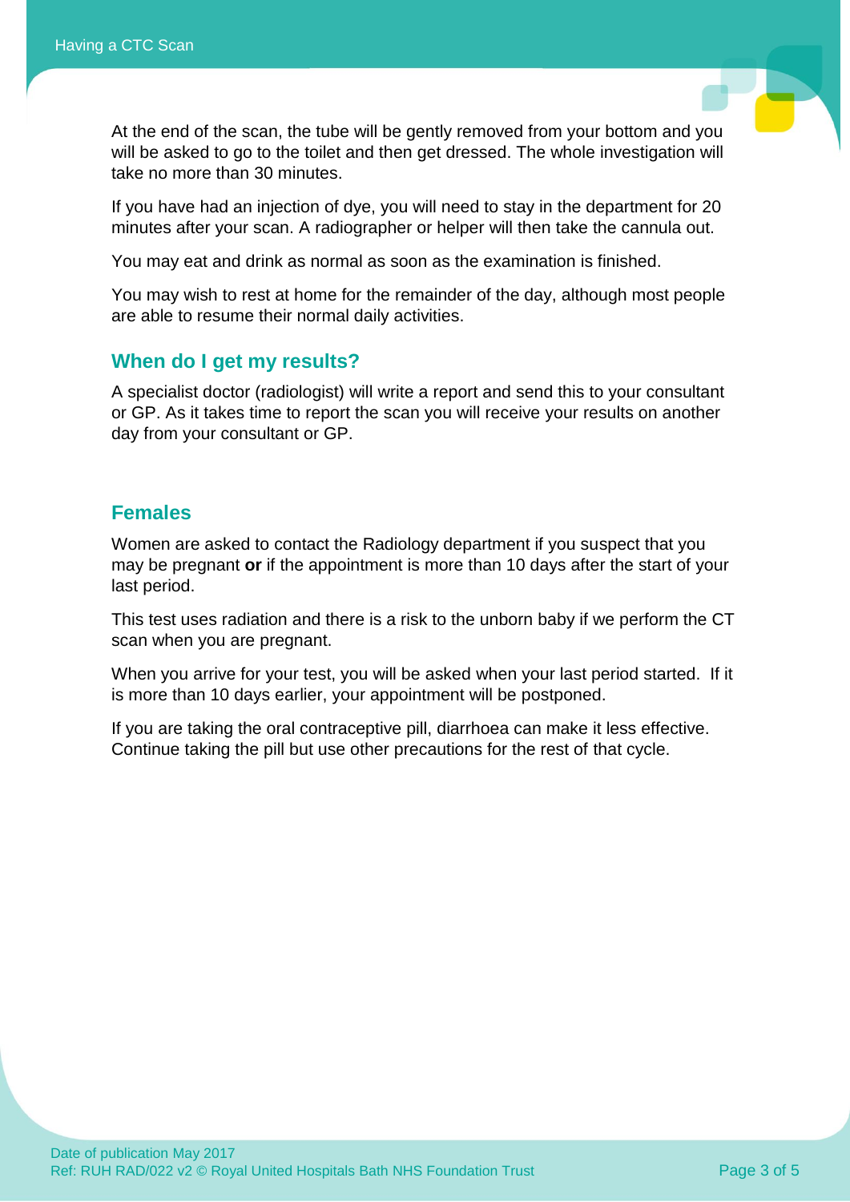At the end of the scan, the tube will be gently removed from your bottom and you will be asked to go to the toilet and then get dressed. The whole investigation will take no more than 30 minutes.

If you have had an injection of dye, you will need to stay in the department for 20 minutes after your scan. A radiographer or helper will then take the cannula out.

You may eat and drink as normal as soon as the examination is finished.

You may wish to rest at home for the remainder of the day, although most people are able to resume their normal daily activities.

## When do I get my results?

A specialist doctor (radiologist) will write a report and send this to your consultant or GP. As it takes time to report the scan you will receive your results on another day from your consultant or GP.

## Females

Women are asked to contact the Radiology department if you suspect that you may be pregnant **or** if the appointment is more than 10 days after the start of your last period.

This test uses radiation and there is a risk to the unborn baby if we perform the CT scan when you are pregnant.

When you arrive for your test, you will be asked when your last period started. If it is more than 10 days earlier, your appointment will be postponed.

If you are taking the oral contraceptive pill, diarrhoea can make it less effective. Continue taking the pill but use other precautions for the rest of that cycle.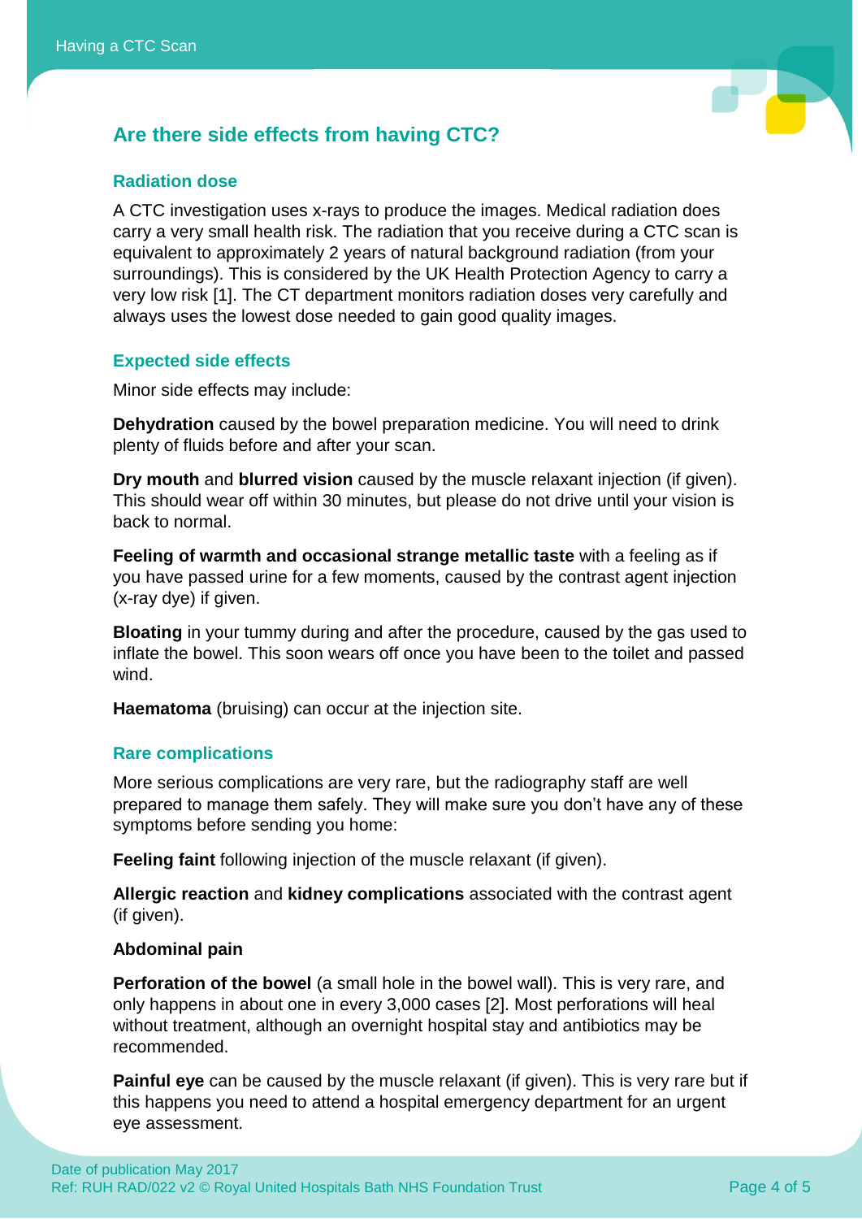## Are there side effects from having CTC?

### Radiation dose

A CTC investigation uses x-rays to produce the images. Medical radiation does carry a very small health risk. The radiation that you receive during a CTC scan is equivalent to approximately 2 years of natural background radiation (from your surroundings). This is considered by the UK Health Protection Agency to carry a very low risk [1]. The CT department monitors radiation doses very carefully and always uses the lowest dose needed to gain good quality images.

### Expected side effects

Minor side effects may include:

**Dehydration** caused by the bowel preparation medicine. You will need to drink plenty of fluids before and after your scan.

**Dry mouth** and **blurred vision** caused by the muscle relaxant injection (if given). This should wear off within 30 minutes, but please do not drive until your vision is back to normal.

**Feeling of warmth and occasional strange metallic taste** with a feeling as if you have passed urine for a few moments, caused by the contrast agent injection (x-ray dye) if given.

**Bloating** in your tummy during and after the procedure, caused by the gas used to inflate the bowel. This soon wears off once you have been to the toilet and passed wind.

**Haematoma** (bruising) can occur at the injection site.

### Rare complications

More serious complications are very rare, but the radiography staff are well prepared to manage them safely. They will make sure you don't have any of these symptoms before sending you home:

**Feeling faint** following injection of the muscle relaxant (if given).

**Allergic reaction** and **kidney complications** associated with the contrast agent (if given).

**Abdominal pain**

**Perforation of the bowel** (a small hole in the bowel wall). This is very rare, and only happens in about one in every 3,000 cases [2]. Most perforations will heal without treatment, although an overnight hospital stay and antibiotics may be recommended.

**Painful eye** can be caused by the muscle relaxant (if given). This is very rare but if this happens you need to attend a hospital emergency department for an urgent eye assessment.

Date of publication May 2017
Ref: RUH RAD/022 v2 © Royal United Hospitals Bath NHS Foundation Trust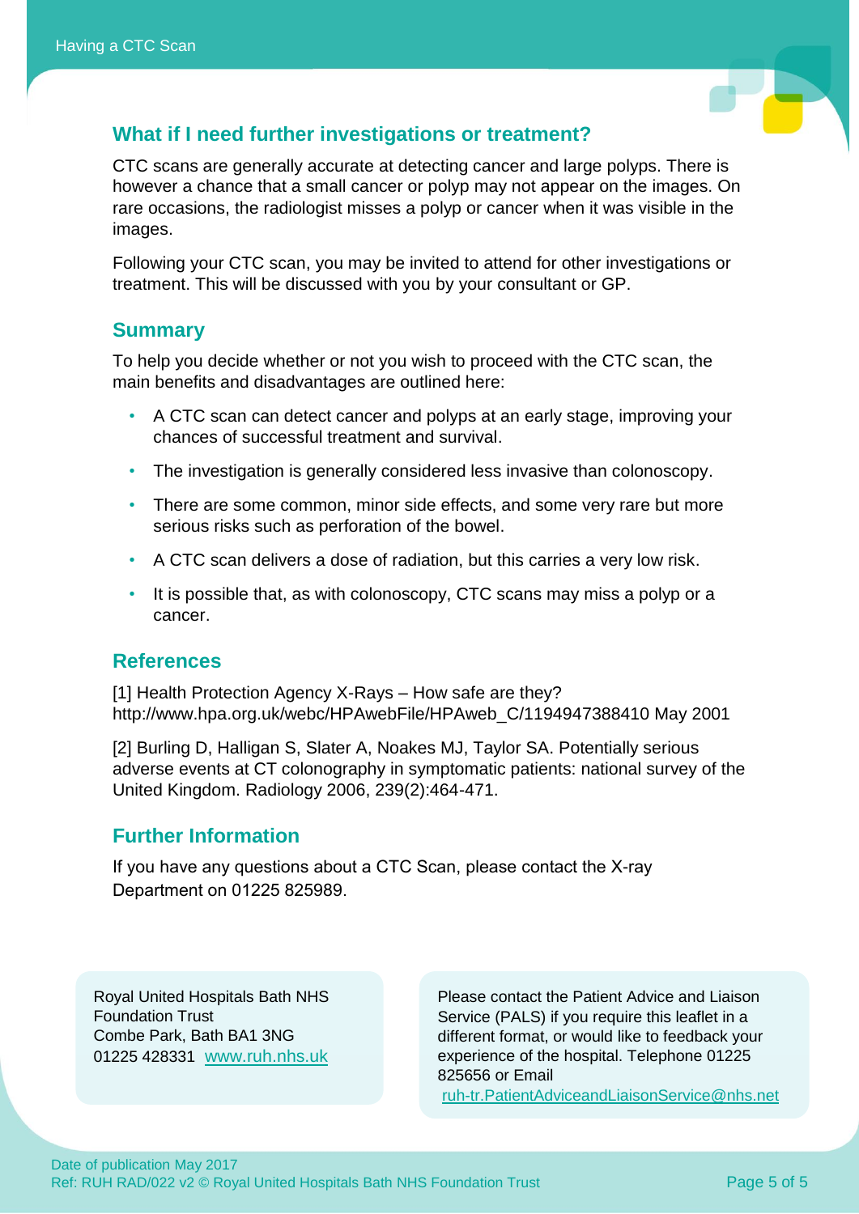## What if I need further investigations or treatment?

CTC scans are generally accurate at detecting cancer and large polyps. There is however a chance that a small cancer or polyp may not appear on the images. On rare occasions, the radiologist misses a polyp or cancer when it was visible in the images.

Following your CTC scan, you may be invited to attend for other investigations or treatment. This will be discussed with you by your consultant or GP.

## Summary

To help you decide whether or not you wish to proceed with the CTC scan, the main benefits and disadvantages are outlined here:

- A CTC scan can detect cancer and polyps at an early stage, improving your chances of successful treatment and survival.
- The investigation is generally considered less invasive than colonoscopy.
- There are some common, minor side effects, and some very rare but more serious risks such as perforation of the bowel.
- A CTC scan delivers a dose of radiation, but this carries a very low risk.
- It is possible that, as with colonoscopy, CTC scans may miss a polyp or a cancer.

## References

[1] Health Protection Agency X-Rays – How safe are they? http://www.hpa.org.uk/webc/HPAwebFile/HPAweb_C/1194947388410 May 2001

[2] Burling D, Halligan S, Slater A, Noakes MJ, Taylor SA. Potentially serious adverse events at CT colonography in symptomatic patients: national survey of the United Kingdom. Radiology 2006, 239(2):464-471.

## Further Information

If you have any questions about a CTC Scan, please contact the X-ray Department on 01225 825989.

Royal United Hospitals Bath NHS Foundation Trust
Combe Park, Bath BA1 3NG
01225 428331 www.ruh.nhs.uk

Please contact the Patient Advice and Liaison Service (PALS) if you require this leaflet in a different format, or would like to feedback your experience of the hospital. Telephone 01225 825656 or Email ruh-tr.PatientAdviceandLiaisonService@nhs.net

Date of publication May 2017
Ref: RUH RAD/022 v2 © Royal United Hospitals Bath NHS Foundation Trust